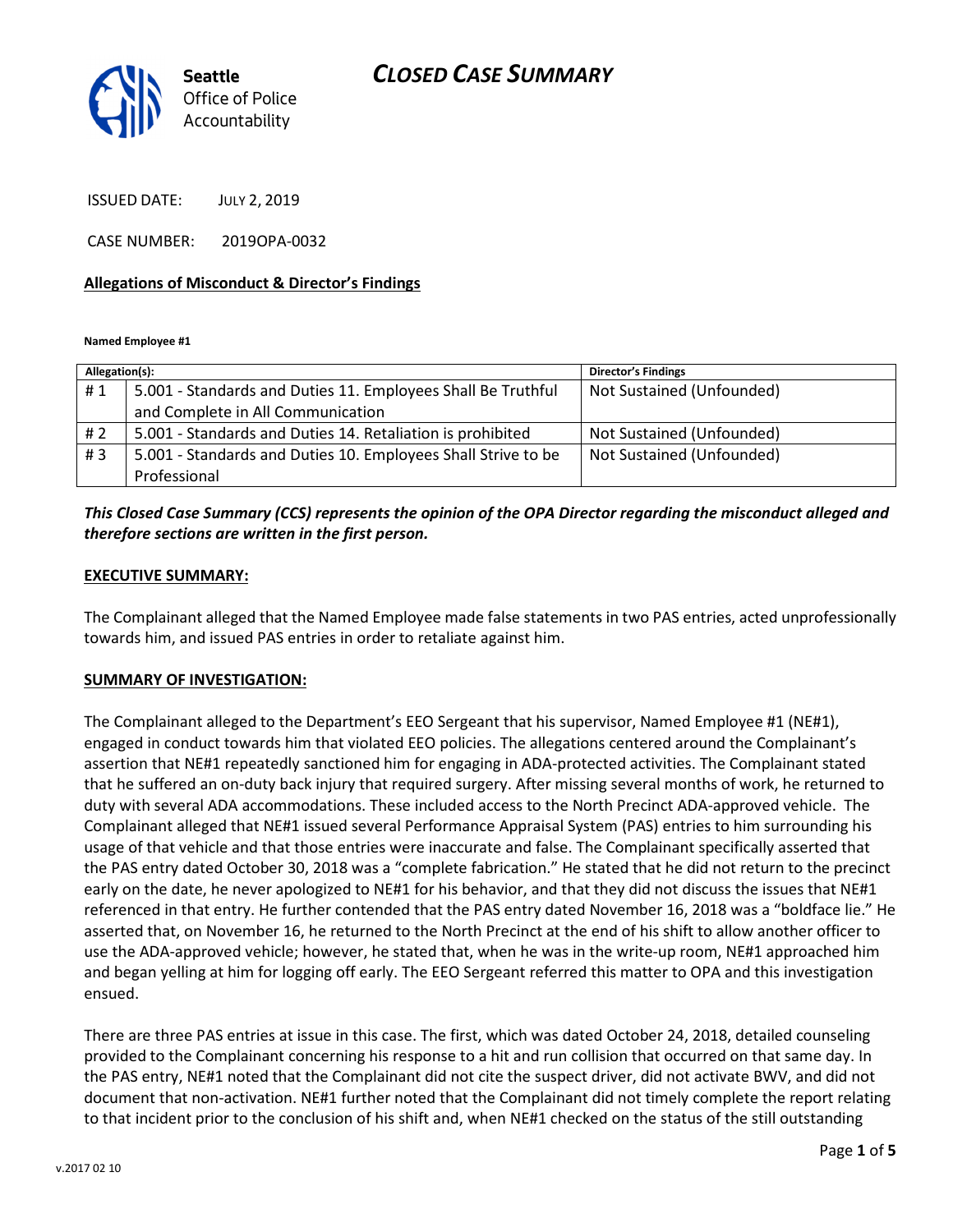# CLOSED CASE SUMMARY

Seattle Office of Police Accountability

ISSUED DATE: JULY 2, 2019

CASE NUMBER: 2019OPA-0032

**Allegations of Misconduct & Director's Findings**

**Named Employee #1**

| Allegation(s): | | Director's Findings |
|---|---|---|
| # 1 | 5.001 - Standards and Duties 11. Employees Shall Be Truthful and Complete in All Communication | Not Sustained (Unfounded) |
| # 2 | 5.001 - Standards and Duties 14. Retaliation is prohibited | Not Sustained (Unfounded) |
| # 3 | 5.001 - Standards and Duties 10. Employees Shall Strive to be Professional | Not Sustained (Unfounded) |

***This Closed Case Summary (CCS) represents the opinion of the OPA Director regarding the misconduct alleged and therefore sections are written in the first person.***

**EXECUTIVE SUMMARY:**

The Complainant alleged that the Named Employee made false statements in two PAS entries, acted unprofessionally towards him, and issued PAS entries in order to retaliate against him.

**SUMMARY OF INVESTIGATION:**

The Complainant alleged to the Department's EEO Sergeant that his supervisor, Named Employee #1 (NE#1), engaged in conduct towards him that violated EEO policies. The allegations centered around the Complainant's assertion that NE#1 repeatedly sanctioned him for engaging in ADA-protected activities. The Complainant stated that he suffered an on-duty back injury that required surgery. After missing several months of work, he returned to duty with several ADA accommodations. These included access to the North Precinct ADA-approved vehicle. The Complainant alleged that NE#1 issued several Performance Appraisal System (PAS) entries to him surrounding his usage of that vehicle and that those entries were inaccurate and false. The Complainant specifically asserted that the PAS entry dated October 30, 2018 was a "complete fabrication." He stated that he did not return to the precinct early on the date, he never apologized to NE#1 for his behavior, and that they did not discuss the issues that NE#1 referenced in that entry. He further contended that the PAS entry dated November 16, 2018 was a "boldface lie." He asserted that, on November 16, he returned to the North Precinct at the end of his shift to allow another officer to use the ADA-approved vehicle; however, he stated that, when he was in the write-up room, NE#1 approached him and began yelling at him for logging off early. The EEO Sergeant referred this matter to OPA and this investigation ensued.

There are three PAS entries at issue in this case. The first, which was dated October 24, 2018, detailed counseling provided to the Complainant concerning his response to a hit and run collision that occurred on that same day. In the PAS entry, NE#1 noted that the Complainant did not cite the suspect driver, did not activate BWV, and did not document that non-activation. NE#1 further noted that the Complainant did not timely complete the report relating to that incident prior to the conclusion of his shift and, when NE#1 checked on the status of the still outstanding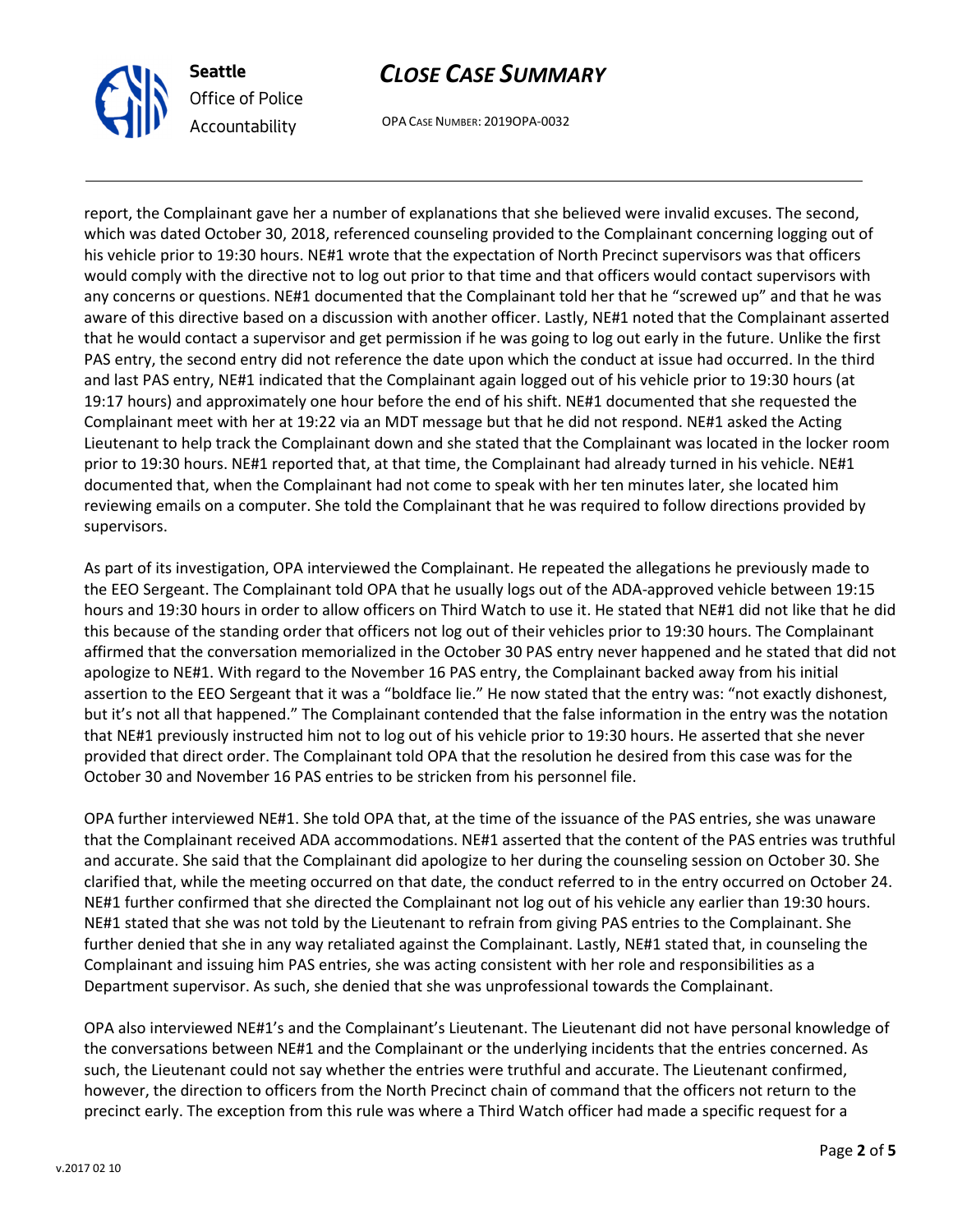report, the Complainant gave her a number of explanations that she believed were invalid excuses. The second, which was dated October 30, 2018, referenced counseling provided to the Complainant concerning logging out of his vehicle prior to 19:30 hours. NE#1 wrote that the expectation of North Precinct supervisors was that officers would comply with the directive not to log out prior to that time and that officers would contact supervisors with any concerns or questions. NE#1 documented that the Complainant told her that he "screwed up" and that he was aware of this directive based on a discussion with another officer. Lastly, NE#1 noted that the Complainant asserted that he would contact a supervisor and get permission if he was going to log out early in the future. Unlike the first PAS entry, the second entry did not reference the date upon which the conduct at issue had occurred. In the third and last PAS entry, NE#1 indicated that the Complainant again logged out of his vehicle prior to 19:30 hours (at 19:17 hours) and approximately one hour before the end of his shift. NE#1 documented that she requested the Complainant meet with her at 19:22 via an MDT message but that he did not respond. NE#1 asked the Acting Lieutenant to help track the Complainant down and she stated that the Complainant was located in the locker room prior to 19:30 hours. NE#1 reported that, at that time, the Complainant had already turned in his vehicle. NE#1 documented that, when the Complainant had not come to speak with her ten minutes later, she located him reviewing emails on a computer. She told the Complainant that he was required to follow directions provided by supervisors.

As part of its investigation, OPA interviewed the Complainant. He repeated the allegations he previously made to the EEO Sergeant. The Complainant told OPA that he usually logs out of the ADA-approved vehicle between 19:15 hours and 19:30 hours in order to allow officers on Third Watch to use it. He stated that NE#1 did not like that he did this because of the standing order that officers not log out of their vehicles prior to 19:30 hours. The Complainant affirmed that the conversation memorialized in the October 30 PAS entry never happened and he stated that did not apologize to NE#1. With regard to the November 16 PAS entry, the Complainant backed away from his initial assertion to the EEO Sergeant that it was a "boldface lie." He now stated that the entry was: "not exactly dishonest, but it's not all that happened." The Complainant contended that the false information in the entry was the notation that NE#1 previously instructed him not to log out of his vehicle prior to 19:30 hours. He asserted that she never provided that direct order. The Complainant told OPA that the resolution he desired from this case was for the October 30 and November 16 PAS entries to be stricken from his personnel file.

OPA further interviewed NE#1. She told OPA that, at the time of the issuance of the PAS entries, she was unaware that the Complainant received ADA accommodations. NE#1 asserted that the content of the PAS entries was truthful and accurate. She said that the Complainant did apologize to her during the counseling session on October 30. She clarified that, while the meeting occurred on that date, the conduct referred to in the entry occurred on October 24. NE#1 further confirmed that she directed the Complainant not log out of his vehicle any earlier than 19:30 hours. NE#1 stated that she was not told by the Lieutenant to refrain from giving PAS entries to the Complainant. She further denied that she in any way retaliated against the Complainant. Lastly, NE#1 stated that, in counseling the Complainant and issuing him PAS entries, she was acting consistent with her role and responsibilities as a Department supervisor. As such, she denied that she was unprofessional towards the Complainant.

OPA also interviewed NE#1's and the Complainant's Lieutenant. The Lieutenant did not have personal knowledge of the conversations between NE#1 and the Complainant or the underlying incidents that the entries concerned. As such, the Lieutenant could not say whether the entries were truthful and accurate. The Lieutenant confirmed, however, the direction to officers from the North Precinct chain of command that the officers not return to the precinct early. The exception from this rule was where a Third Watch officer had made a specific request for a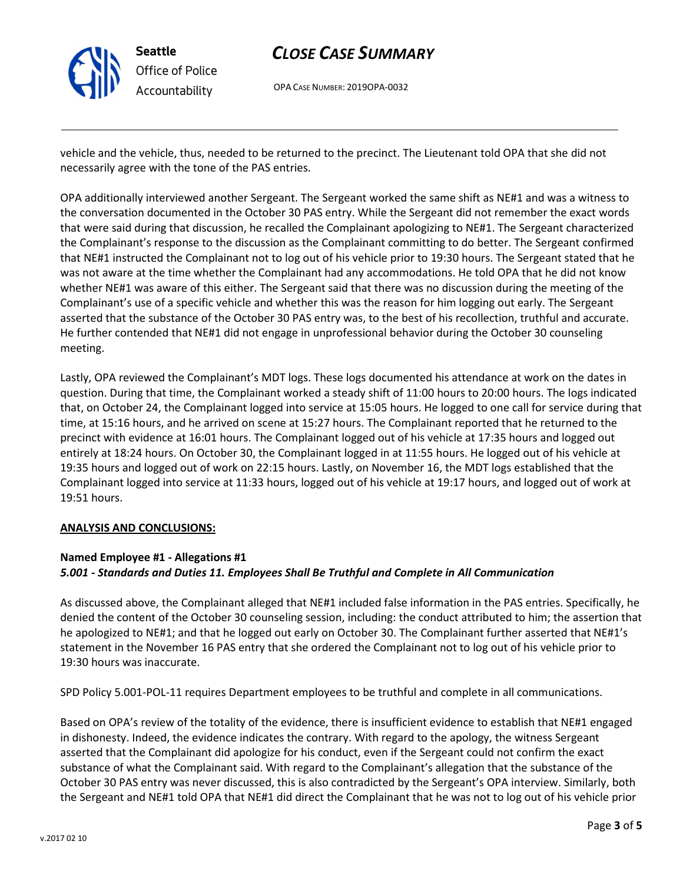vehicle and the vehicle, thus, needed to be returned to the precinct. The Lieutenant told OPA that she did not necessarily agree with the tone of the PAS entries.

OPA additionally interviewed another Sergeant. The Sergeant worked the same shift as NE#1 and was a witness to the conversation documented in the October 30 PAS entry. While the Sergeant did not remember the exact words that were said during that discussion, he recalled the Complainant apologizing to NE#1. The Sergeant characterized the Complainant's response to the discussion as the Complainant committing to do better. The Sergeant confirmed that NE#1 instructed the Complainant not to log out of his vehicle prior to 19:30 hours. The Sergeant stated that he was not aware at the time whether the Complainant had any accommodations. He told OPA that he did not know whether NE#1 was aware of this either. The Sergeant said that there was no discussion during the meeting of the Complainant's use of a specific vehicle and whether this was the reason for him logging out early. The Sergeant asserted that the substance of the October 30 PAS entry was, to the best of his recollection, truthful and accurate. He further contended that NE#1 did not engage in unprofessional behavior during the October 30 counseling meeting.

Lastly, OPA reviewed the Complainant's MDT logs. These logs documented his attendance at work on the dates in question. During that time, the Complainant worked a steady shift of 11:00 hours to 20:00 hours. The logs indicated that, on October 24, the Complainant logged into service at 15:05 hours. He logged to one call for service during that time, at 15:16 hours, and he arrived on scene at 15:27 hours. The Complainant reported that he returned to the precinct with evidence at 16:01 hours. The Complainant logged out of his vehicle at 17:35 hours and logged out entirely at 18:24 hours. On October 30, the Complainant logged in at 11:55 hours. He logged out of his vehicle at 19:35 hours and logged out of work on 22:15 hours. Lastly, on November 16, the MDT logs established that the Complainant logged into service at 11:33 hours, logged out of his vehicle at 19:17 hours, and logged out of work at 19:51 hours.

**ANALYSIS AND CONCLUSIONS:**

**Named Employee #1 - Allegations #1**
***5.001 - Standards and Duties 11. Employees Shall Be Truthful and Complete in All Communication***

As discussed above, the Complainant alleged that NE#1 included false information in the PAS entries. Specifically, he denied the content of the October 30 counseling session, including: the conduct attributed to him; the assertion that he apologized to NE#1; and that he logged out early on October 30. The Complainant further asserted that NE#1's statement in the November 16 PAS entry that she ordered the Complainant not to log out of his vehicle prior to 19:30 hours was inaccurate.

SPD Policy 5.001-POL-11 requires Department employees to be truthful and complete in all communications.

Based on OPA's review of the totality of the evidence, there is insufficient evidence to establish that NE#1 engaged in dishonesty. Indeed, the evidence indicates the contrary. With regard to the apology, the witness Sergeant asserted that the Complainant did apologize for his conduct, even if the Sergeant could not confirm the exact substance of what the Complainant said. With regard to the Complainant's allegation that the substance of the October 30 PAS entry was never discussed, this is also contradicted by the Sergeant's OPA interview. Similarly, both the Sergeant and NE#1 told OPA that NE#1 did direct the Complainant that he was not to log out of his vehicle prior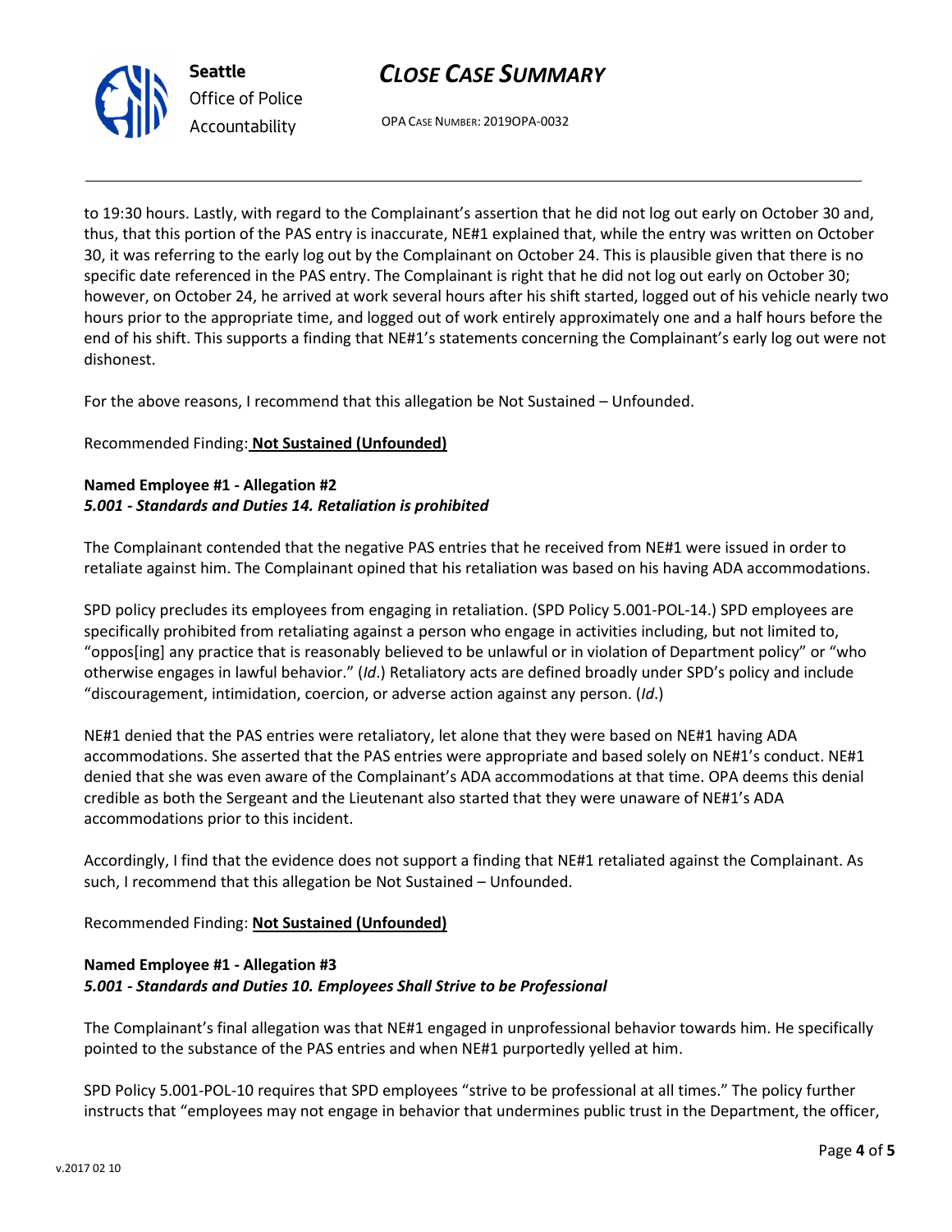to 19:30 hours. Lastly, with regard to the Complainant's assertion that he did not log out early on October 30 and, thus, that this portion of the PAS entry is inaccurate, NE#1 explained that, while the entry was written on October 30, it was referring to the early log out by the Complainant on October 24. This is plausible given that there is no specific date referenced in the PAS entry. The Complainant is right that he did not log out early on October 30; however, on October 24, he arrived at work several hours after his shift started, logged out of his vehicle nearly two hours prior to the appropriate time, and logged out of work entirely approximately one and a half hours before the end of his shift. This supports a finding that NE#1's statements concerning the Complainant's early log out were not dishonest.

For the above reasons, I recommend that this allegation be Not Sustained – Unfounded.

Recommended Finding: **Not Sustained (Unfounded)**

**Named Employee #1 - Allegation #2**
***5.001 - Standards and Duties 14. Retaliation is prohibited***

The Complainant contended that the negative PAS entries that he received from NE#1 were issued in order to retaliate against him. The Complainant opined that his retaliation was based on his having ADA accommodations.

SPD policy precludes its employees from engaging in retaliation. (SPD Policy 5.001-POL-14.) SPD employees are specifically prohibited from retaliating against a person who engage in activities including, but not limited to, "oppos[ing] any practice that is reasonably believed to be unlawful or in violation of Department policy" or "who otherwise engages in lawful behavior." (*Id*.) Retaliatory acts are defined broadly under SPD's policy and include "discouragement, intimidation, coercion, or adverse action against any person. (*Id*.)

NE#1 denied that the PAS entries were retaliatory, let alone that they were based on NE#1 having ADA accommodations. She asserted that the PAS entries were appropriate and based solely on NE#1's conduct. NE#1 denied that she was even aware of the Complainant's ADA accommodations at that time. OPA deems this denial credible as both the Sergeant and the Lieutenant also started that they were unaware of NE#1's ADA accommodations prior to this incident.

Accordingly, I find that the evidence does not support a finding that NE#1 retaliated against the Complainant. As such, I recommend that this allegation be Not Sustained – Unfounded.

Recommended Finding: **Not Sustained (Unfounded)**

**Named Employee #1 - Allegation #3**
***5.001 - Standards and Duties 10. Employees Shall Strive to be Professional***

The Complainant's final allegation was that NE#1 engaged in unprofessional behavior towards him. He specifically pointed to the substance of the PAS entries and when NE#1 purportedly yelled at him.

SPD Policy 5.001-POL-10 requires that SPD employees "strive to be professional at all times." The policy further instructs that "employees may not engage in behavior that undermines public trust in the Department, the officer,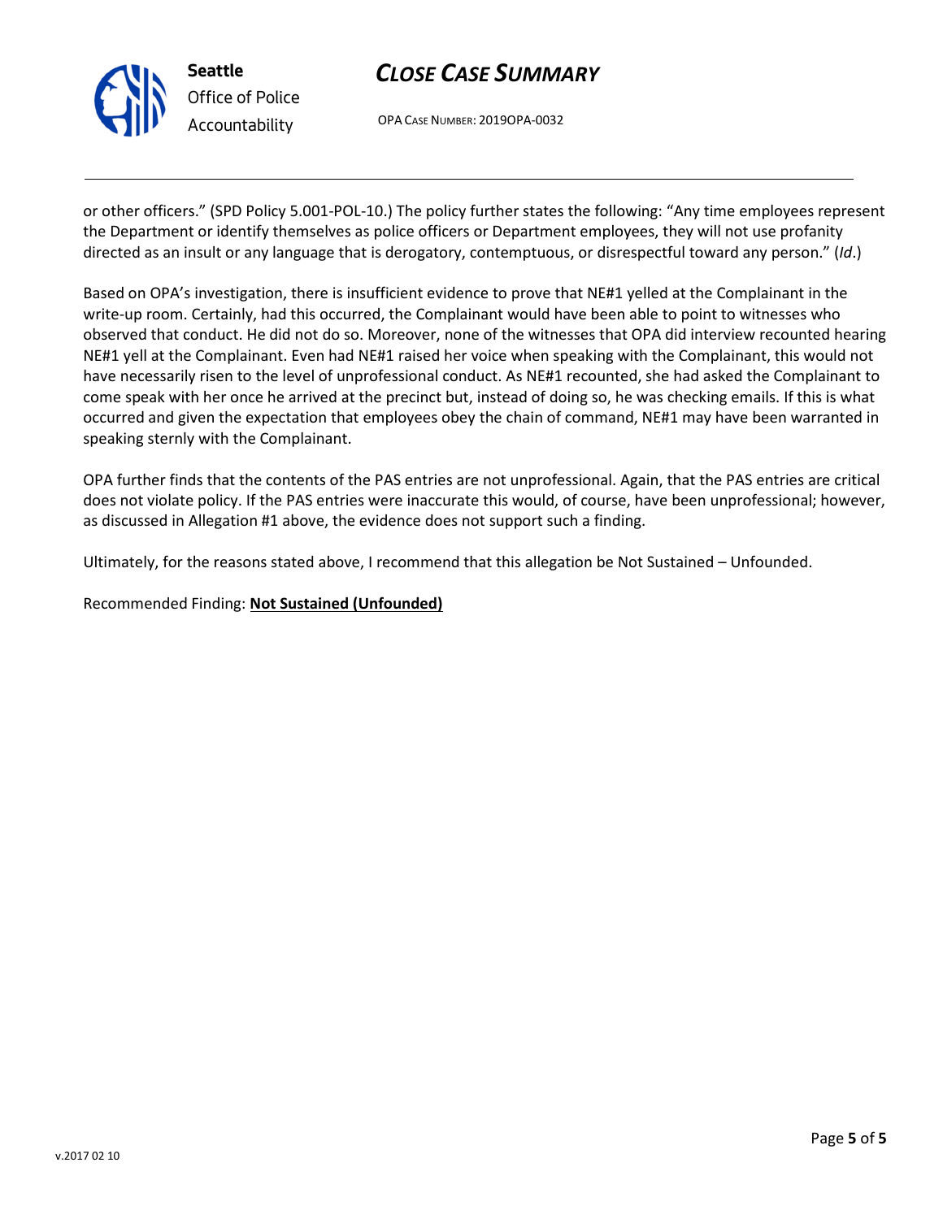or other officers." (SPD Policy 5.001-POL-10.) The policy further states the following: "Any time employees represent the Department or identify themselves as police officers or Department employees, they will not use profanity directed as an insult or any language that is derogatory, contemptuous, or disrespectful toward any person." (*Id*.)

Based on OPA's investigation, there is insufficient evidence to prove that NE#1 yelled at the Complainant in the write-up room. Certainly, had this occurred, the Complainant would have been able to point to witnesses who observed that conduct. He did not do so. Moreover, none of the witnesses that OPA did interview recounted hearing NE#1 yell at the Complainant. Even had NE#1 raised her voice when speaking with the Complainant, this would not have necessarily risen to the level of unprofessional conduct. As NE#1 recounted, she had asked the Complainant to come speak with her once he arrived at the precinct but, instead of doing so, he was checking emails. If this is what occurred and given the expectation that employees obey the chain of command, NE#1 may have been warranted in speaking sternly with the Complainant.

OPA further finds that the contents of the PAS entries are not unprofessional. Again, that the PAS entries are critical does not violate policy. If the PAS entries were inaccurate this would, of course, have been unprofessional; however, as discussed in Allegation #1 above, the evidence does not support such a finding.

Ultimately, for the reasons stated above, I recommend that this allegation be Not Sustained – Unfounded.

Recommended Finding: **Not Sustained (Unfounded)**